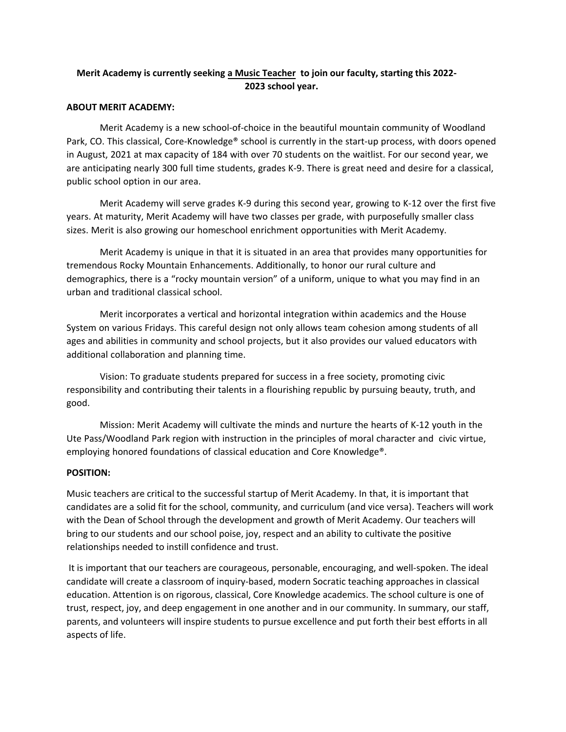**Merit Academy is currently seeking a Music Teacher to join our faculty, starting this 2022-2023 school year.**

**ABOUT MERIT ACADEMY:**

Merit Academy is a new school-of-choice in the beautiful mountain community of Woodland Park, CO. This classical, Core-Knowledge® school is currently in the start-up process, with doors opened in August, 2021 at max capacity of 184 with over 70 students on the waitlist. For our second year, we are anticipating nearly 300 full time students, grades K-9. There is great need and desire for a classical, public school option in our area.

Merit Academy will serve grades K-9 during this second year, growing to K-12 over the first five years. At maturity, Merit Academy will have two classes per grade, with purposefully smaller class sizes. Merit is also growing our homeschool enrichment opportunities with Merit Academy.

Merit Academy is unique in that it is situated in an area that provides many opportunities for tremendous Rocky Mountain Enhancements. Additionally, to honor our rural culture and demographics, there is a "rocky mountain version" of a uniform, unique to what you may find in an urban and traditional classical school.

Merit incorporates a vertical and horizontal integration within academics and the House System on various Fridays. This careful design not only allows team cohesion among students of all ages and abilities in community and school projects, but it also provides our valued educators with additional collaboration and planning time.

Vision: To graduate students prepared for success in a free society, promoting civic responsibility and contributing their talents in a flourishing republic by pursuing beauty, truth, and good.

Mission: Merit Academy will cultivate the minds and nurture the hearts of K-12 youth in the Ute Pass/Woodland Park region with instruction in the principles of moral character and civic virtue, employing honored foundations of classical education and Core Knowledge®.

**POSITION:**

Music teachers are critical to the successful startup of Merit Academy. In that, it is important that candidates are a solid fit for the school, community, and curriculum (and vice versa). Teachers will work with the Dean of School through the development and growth of Merit Academy. Our teachers will bring to our students and our school poise, joy, respect and an ability to cultivate the positive relationships needed to instill confidence and trust.

It is important that our teachers are courageous, personable, encouraging, and well-spoken. The ideal candidate will create a classroom of inquiry-based, modern Socratic teaching approaches in classical education. Attention is on rigorous, classical, Core Knowledge academics. The school culture is one of trust, respect, joy, and deep engagement in one another and in our community. In summary, our staff, parents, and volunteers will inspire students to pursue excellence and put forth their best efforts in all aspects of life.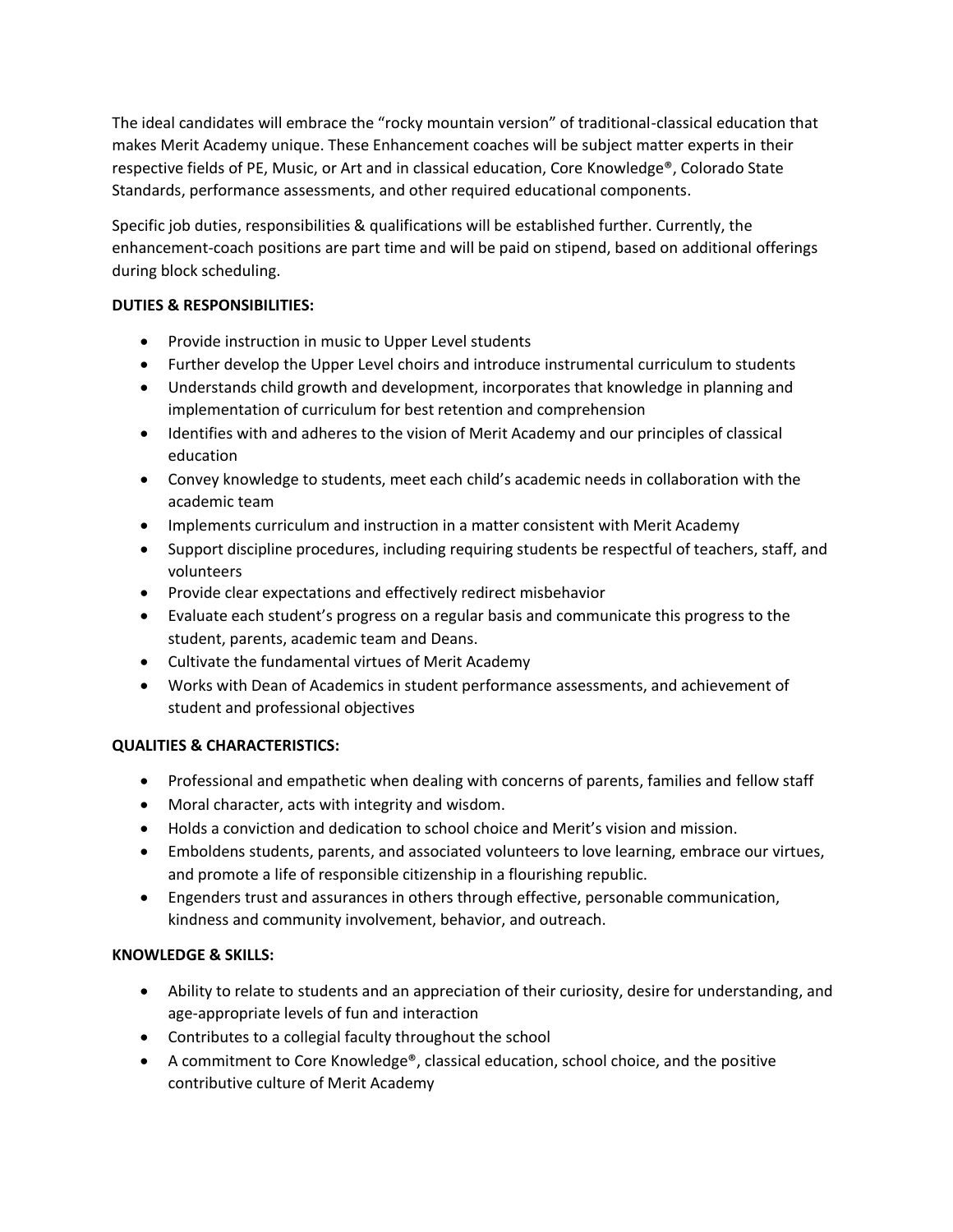The ideal candidates will embrace the “rocky mountain version” of traditional-classical education that makes Merit Academy unique. These Enhancement coaches will be subject matter experts in their respective fields of PE, Music, or Art and in classical education, Core Knowledge®, Colorado State Standards, performance assessments, and other required educational components.

Specific job duties, responsibilities & qualifications will be established further. Currently, the enhancement-coach positions are part time and will be paid on stipend, based on additional offerings during block scheduling.

**DUTIES & RESPONSIBILITIES:**

- Provide instruction in music to Upper Level students
- Further develop the Upper Level choirs and introduce instrumental curriculum to students
- Understands child growth and development, incorporates that knowledge in planning and implementation of curriculum for best retention and comprehension
- Identifies with and adheres to the vision of Merit Academy and our principles of classical education
- Convey knowledge to students, meet each child’s academic needs in collaboration with the academic team
- Implements curriculum and instruction in a matter consistent with Merit Academy
- Support discipline procedures, including requiring students be respectful of teachers, staff, and volunteers
- Provide clear expectations and effectively redirect misbehavior
- Evaluate each student’s progress on a regular basis and communicate this progress to the student, parents, academic team and Deans.
- Cultivate the fundamental virtues of Merit Academy
- Works with Dean of Academics in student performance assessments, and achievement of student and professional objectives

**QUALITIES & CHARACTERISTICS:**

- Professional and empathetic when dealing with concerns of parents, families and fellow staff
- Moral character, acts with integrity and wisdom.
- Holds a conviction and dedication to school choice and Merit’s vision and mission.
- Emboldens students, parents, and associated volunteers to love learning, embrace our virtues, and promote a life of responsible citizenship in a flourishing republic.
- Engenders trust and assurances in others through effective, personable communication, kindness and community involvement, behavior, and outreach.

**KNOWLEDGE & SKILLS:**

- Ability to relate to students and an appreciation of their curiosity, desire for understanding, and age-appropriate levels of fun and interaction
- Contributes to a collegial faculty throughout the school
- A commitment to Core Knowledge®, classical education, school choice, and the positive contributive culture of Merit Academy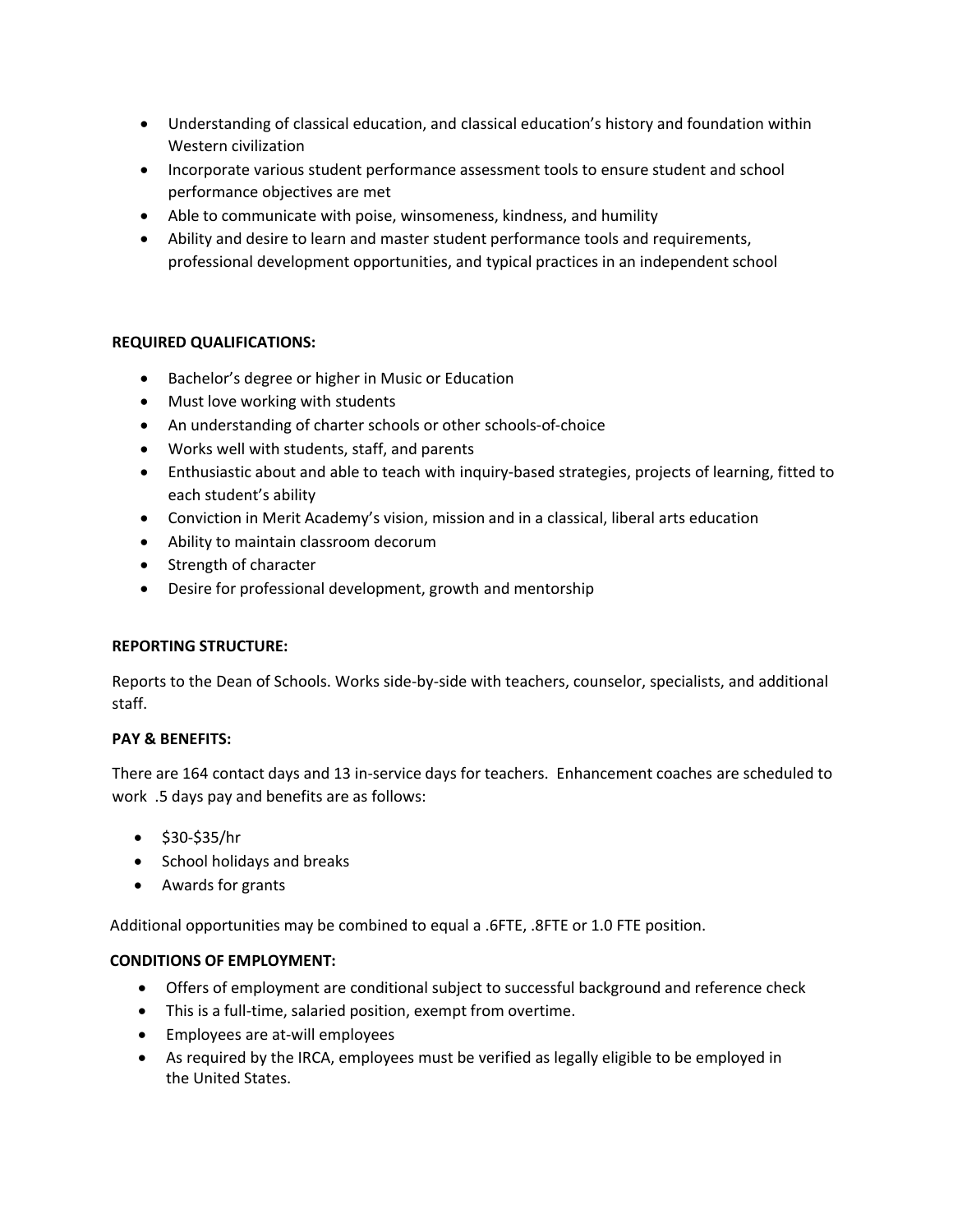- Understanding of classical education, and classical education's history and foundation within Western civilization
- Incorporate various student performance assessment tools to ensure student and school performance objectives are met
- Able to communicate with poise, winsomeness, kindness, and humility
- Ability and desire to learn and master student performance tools and requirements, professional development opportunities, and typical practices in an independent school

**REQUIRED QUALIFICATIONS:**

- Bachelor's degree or higher in Music or Education
- Must love working with students
- An understanding of charter schools or other schools-of-choice
- Works well with students, staff, and parents
- Enthusiastic about and able to teach with inquiry-based strategies, projects of learning, fitted to each student's ability
- Conviction in Merit Academy's vision, mission and in a classical, liberal arts education
- Ability to maintain classroom decorum
- Strength of character
- Desire for professional development, growth and mentorship

**REPORTING STRUCTURE:**

Reports to the Dean of Schools. Works side-by-side with teachers, counselor, specialists, and additional staff.

**PAY & BENEFITS:**

There are 164 contact days and 13 in-service days for teachers. Enhancement coaches are scheduled to work .5 days pay and benefits are as follows:

- $30-$35/hr
- School holidays and breaks
- Awards for grants

Additional opportunities may be combined to equal a .6FTE, .8FTE or 1.0 FTE position.

**CONDITIONS OF EMPLOYMENT:**

- Offers of employment are conditional subject to successful background and reference check
- This is a full-time, salaried position, exempt from overtime.
- Employees are at-will employees
- As required by the IRCA, employees must be verified as legally eligible to be employed in the United States.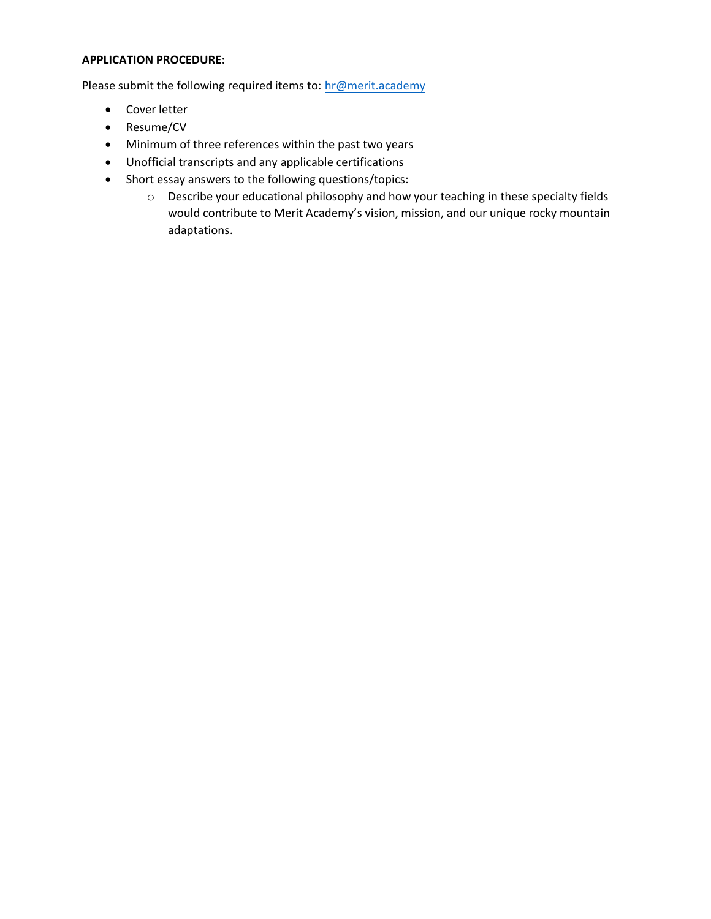**APPLICATION PROCEDURE:**

Please submit the following required items to: [hr@merit.academy](mailto:hr@merit.academy)

- Cover letter
- Resume/CV
- Minimum of three references within the past two years
- Unofficial transcripts and any applicable certifications
- Short essay answers to the following questions/topics:
  - Describe your educational philosophy and how your teaching in these specialty fields would contribute to Merit Academy's vision, mission, and our unique rocky mountain adaptations.